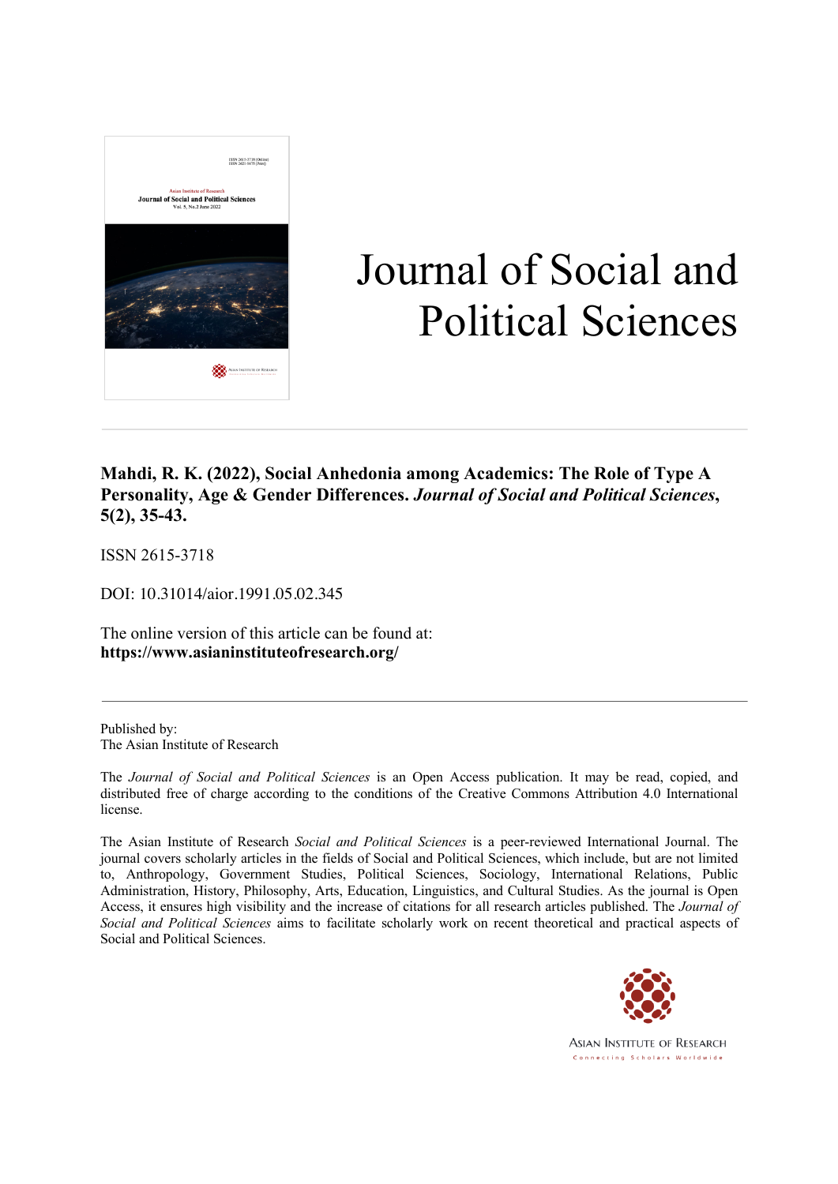# Journal of Social and Political Sciences

**Mahdi, R. K. (2022), Social Anhedonia among Academics: The Role of Type A Personality, Age & Gender Differences.** ***Journal of Social and Political Sciences*****, 5(2), 35-43.**

ISSN 2615-3718

DOI: 10.31014/aior.1991.05.02.345

The online version of this article can be found at:
**https://www.asianinstituteofresearch.org/**

---

Published by:
The Asian Institute of Research

The *Journal of Social and Political Sciences* is an Open Access publication. It may be read, copied, and distributed free of charge according to the conditions of the Creative Commons Attribution 4.0 International license.

The Asian Institute of Research *Social and Political Sciences* is a peer-reviewed International Journal. The journal covers scholarly articles in the fields of Social and Political Sciences, which include, but are not limited to, Anthropology, Government Studies, Political Sciences, Sociology, International Relations, Public Administration, History, Philosophy, Arts, Education, Linguistics, and Cultural Studies. As the journal is Open Access, it ensures high visibility and the increase of citations for all research articles published. The *Journal of Social and Political Sciences* aims to facilitate scholarly work on recent theoretical and practical aspects of Social and Political Sciences.

ASIAN INSTITUTE OF RESEARCH
Connecting Scholars Worldwide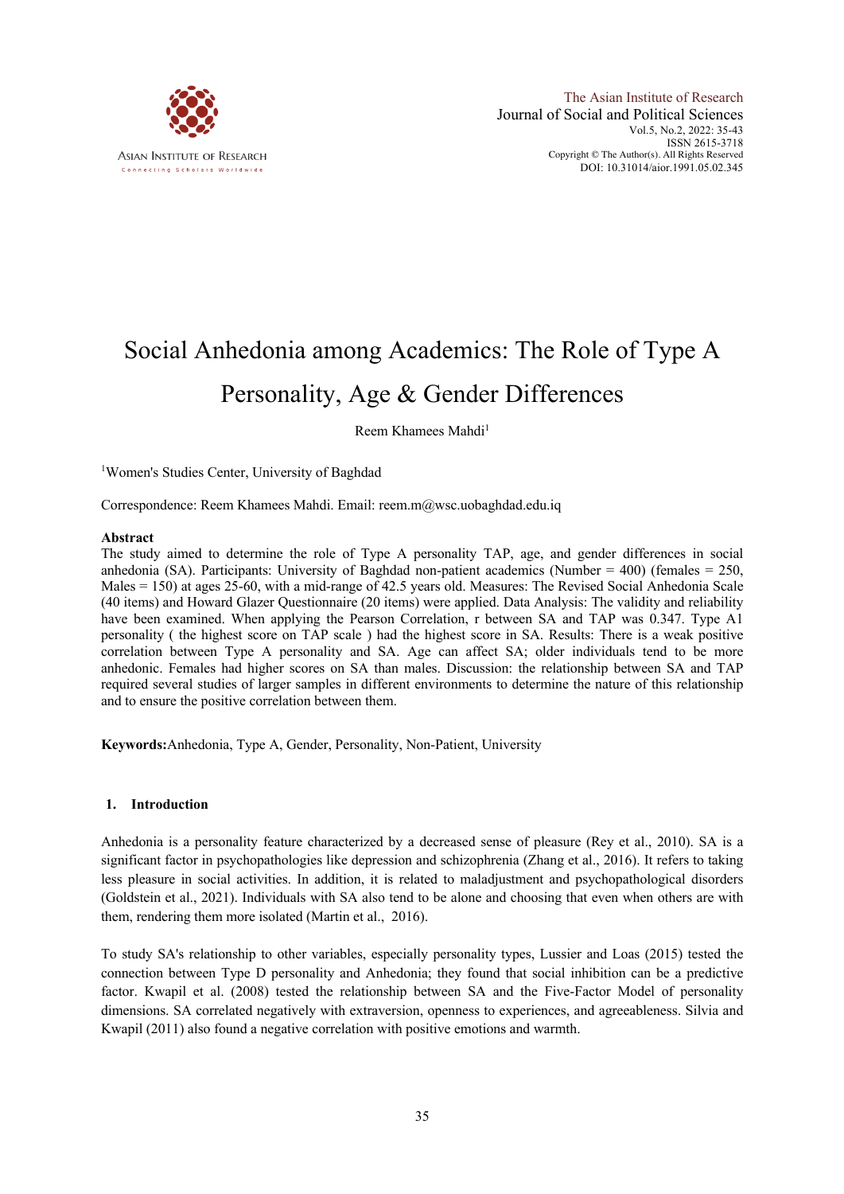# Social Anhedonia among Academics: The Role of Type A Personality, Age & Gender Differences

Reem Khamees Mahdi[1]

[1]Women's Studies Center, University of Baghdad

Correspondence: Reem Khamees Mahdi. Email: reem.m@wsc.uobaghdad.edu.iq

## Abstract

The study aimed to determine the role of Type A personality TAP, age, and gender differences in social anhedonia (SA). Participants: University of Baghdad non-patient academics (Number = 400) (females = 250, Males = 150) at ages 25-60, with a mid-range of 42.5 years old. Measures: The Revised Social Anhedonia Scale (40 items) and Howard Glazer Questionnaire (20 items) were applied. Data Analysis: The validity and reliability have been examined. When applying the Pearson Correlation, r between SA and TAP was 0.347. Type A1 personality ( the highest score on TAP scale ) had the highest score in SA. Results: There is a weak positive correlation between Type A personality and SA. Age can affect SA; older individuals tend to be more anhedonic. Females had higher scores on SA than males. Discussion: the relationship between SA and TAP required several studies of larger samples in different environments to determine the nature of this relationship and to ensure the positive correlation between them.

**Keywords:** Anhedonia, Type A, Gender, Personality, Non-Patient, University

## 1. Introduction

Anhedonia is a personality feature characterized by a decreased sense of pleasure (Rey et al., 2010). SA is a significant factor in psychopathologies like depression and schizophrenia (Zhang et al., 2016). It refers to taking less pleasure in social activities. In addition, it is related to maladjustment and psychopathological disorders (Goldstein et al., 2021). Individuals with SA also tend to be alone and choosing that even when others are with them, rendering them more isolated (Martin et al., 2016).

To study SA's relationship to other variables, especially personality types, Lussier and Loas (2015) tested the connection between Type D personality and Anhedonia; they found that social inhibition can be a predictive factor. Kwapil et al. (2008) tested the relationship between SA and the Five-Factor Model of personality dimensions. SA correlated negatively with extraversion, openness to experiences, and agreeableness. Silvia and Kwapil (2011) also found a negative correlation with positive emotions and warmth.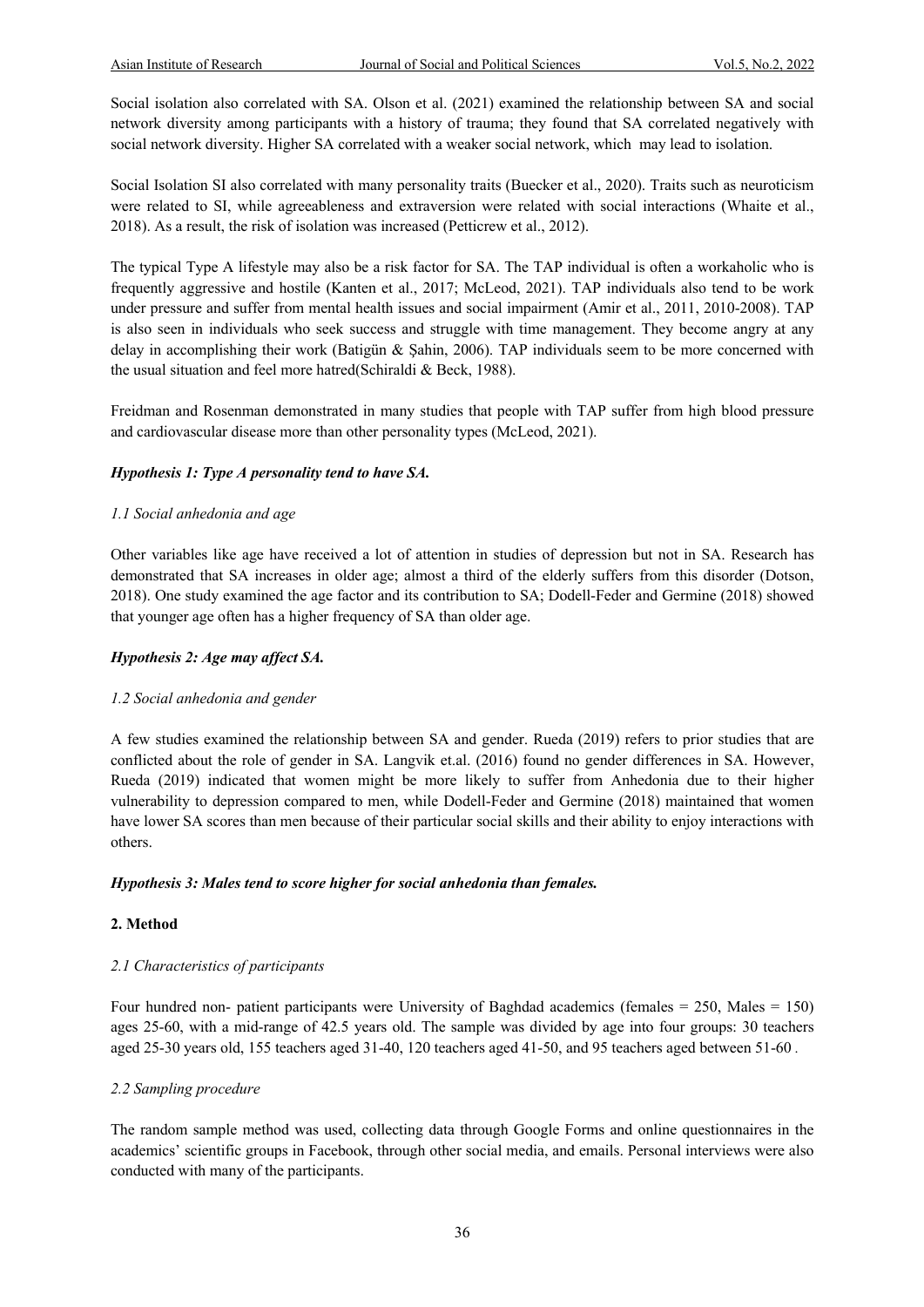Social isolation also correlated with SA. Olson et al. (2021) examined the relationship between SA and social network diversity among participants with a history of trauma; they found that SA correlated negatively with social network diversity. Higher SA correlated with a weaker social network, which may lead to isolation.

Social Isolation SI also correlated with many personality traits (Buecker et al., 2020). Traits such as neuroticism were related to SI, while agreeableness and extraversion were related with social interactions (Whaite et al., 2018). As a result, the risk of isolation was increased (Petticrew et al., 2012).

The typical Type A lifestyle may also be a risk factor for SA. The TAP individual is often a workaholic who is frequently aggressive and hostile (Kanten et al., 2017; McLeod, 2021). TAP individuals also tend to be work under pressure and suffer from mental health issues and social impairment (Amir et al., 2011, 2010-2008). TAP is also seen in individuals who seek success and struggle with time management. They become angry at any delay in accomplishing their work (Batigün & Şahin, 2006). TAP individuals seem to be more concerned with the usual situation and feel more hatred(Schiraldi & Beck, 1988).

Freidman and Rosenman demonstrated in many studies that people with TAP suffer from high blood pressure and cardiovascular disease more than other personality types (McLeod, 2021).

***Hypothesis 1: Type A personality tend to have SA.***

*1.1 Social anhedonia and age*

Other variables like age have received a lot of attention in studies of depression but not in SA. Research has demonstrated that SA increases in older age; almost a third of the elderly suffers from this disorder (Dotson, 2018). One study examined the age factor and its contribution to SA; Dodell-Feder and Germine (2018) showed that younger age often has a higher frequency of SA than older age.

***Hypothesis 2: Age may affect SA.***

*1.2 Social anhedonia and gender*

A few studies examined the relationship between SA and gender. Rueda (2019) refers to prior studies that are conflicted about the role of gender in SA. Langvik et.al. (2016) found no gender differences in SA. However, Rueda (2019) indicated that women might be more likely to suffer from Anhedonia due to their higher vulnerability to depression compared to men, while Dodell-Feder and Germine (2018) maintained that women have lower SA scores than men because of their particular social skills and their ability to enjoy interactions with others.

***Hypothesis 3: Males tend to score higher for social anhedonia than females.***

## 2. Method

*2.1 Characteristics of participants*

Four hundred non- patient participants were University of Baghdad academics (females = 250, Males = 150) ages 25-60, with a mid-range of 42.5 years old. The sample was divided by age into four groups: 30 teachers aged 25-30 years old, 155 teachers aged 31-40, 120 teachers aged 41-50, and 95 teachers aged between 51-60 .

*2.2 Sampling procedure*

The random sample method was used, collecting data through Google Forms and online questionnaires in the academics' scientific groups in Facebook, through other social media, and emails. Personal interviews were also conducted with many of the participants.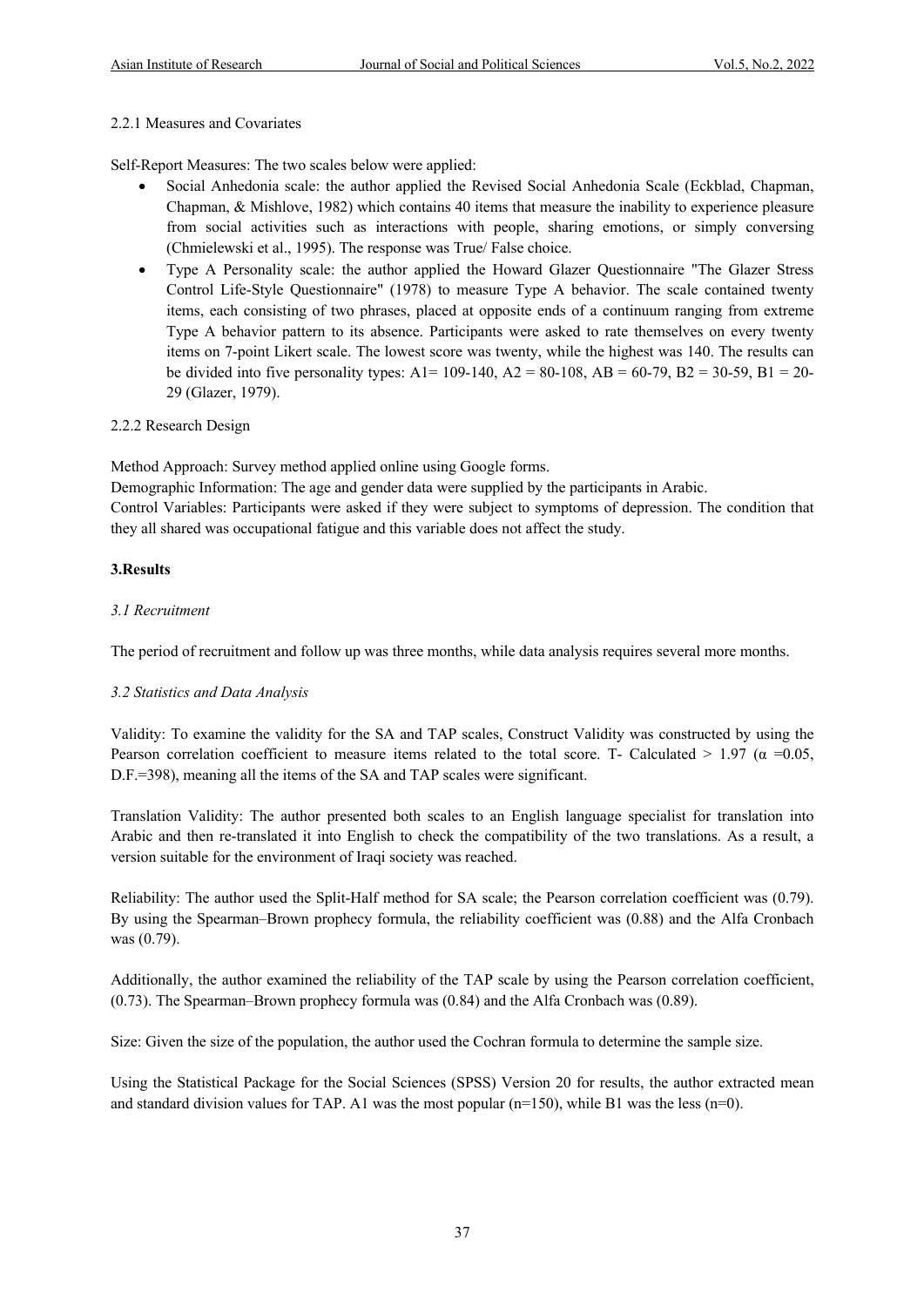2.2.1 Measures and Covariates

Self-Report Measures: The two scales below were applied:

- Social Anhedonia scale: the author applied the Revised Social Anhedonia Scale (Eckblad, Chapman, Chapman, & Mishlove, 1982) which contains 40 items that measure the inability to experience pleasure from social activities such as interactions with people, sharing emotions, or simply conversing (Chmielewski et al., 1995). The response was True/ False choice.
- Type A Personality scale: the author applied the Howard Glazer Questionnaire "The Glazer Stress Control Life-Style Questionnaire" (1978) to measure Type A behavior. The scale contained twenty items, each consisting of two phrases, placed at opposite ends of a continuum ranging from extreme Type A behavior pattern to its absence. Participants were asked to rate themselves on every twenty items on 7-point Likert scale. The lowest score was twenty, while the highest was 140. The results can be divided into five personality types: A1= 109-140, A2 = 80-108, AB = 60-79, B2 = 30-59, B1 = 20-29 (Glazer, 1979).

2.2.2 Research Design

Method Approach: Survey method applied online using Google forms.

Demographic Information: The age and gender data were supplied by the participants in Arabic.

Control Variables: Participants were asked if they were subject to symptoms of depression. The condition that they all shared was occupational fatigue and this variable does not affect the study.

## 3.Results

### *3.1 Recruitment*

The period of recruitment and follow up was three months, while data analysis requires several more months.

### *3.2 Statistics and Data Analysis*

Validity: To examine the validity for the SA and TAP scales, Construct Validity was constructed by using the Pearson correlation coefficient to measure items related to the total score. T- Calculated > 1.97 ($\alpha$ =0.05, D.F.=398), meaning all the items of the SA and TAP scales were significant.

Translation Validity: The author presented both scales to an English language specialist for translation into Arabic and then re-translated it into English to check the compatibility of the two translations. As a result, a version suitable for the environment of Iraqi society was reached.

Reliability: The author used the Split-Half method for SA scale; the Pearson correlation coefficient was (0.79). By using the Spearman–Brown prophecy formula, the reliability coefficient was (0.88) and the Alfa Cronbach was (0.79).

Additionally, the author examined the reliability of the TAP scale by using the Pearson correlation coefficient, (0.73). The Spearman–Brown prophecy formula was (0.84) and the Alfa Cronbach was (0.89).

Size: Given the size of the population, the author used the Cochran formula to determine the sample size.

Using the Statistical Package for the Social Sciences (SPSS) Version 20 for results, the author extracted mean and standard division values for TAP. A1 was the most popular (n=150), while B1 was the less (n=0).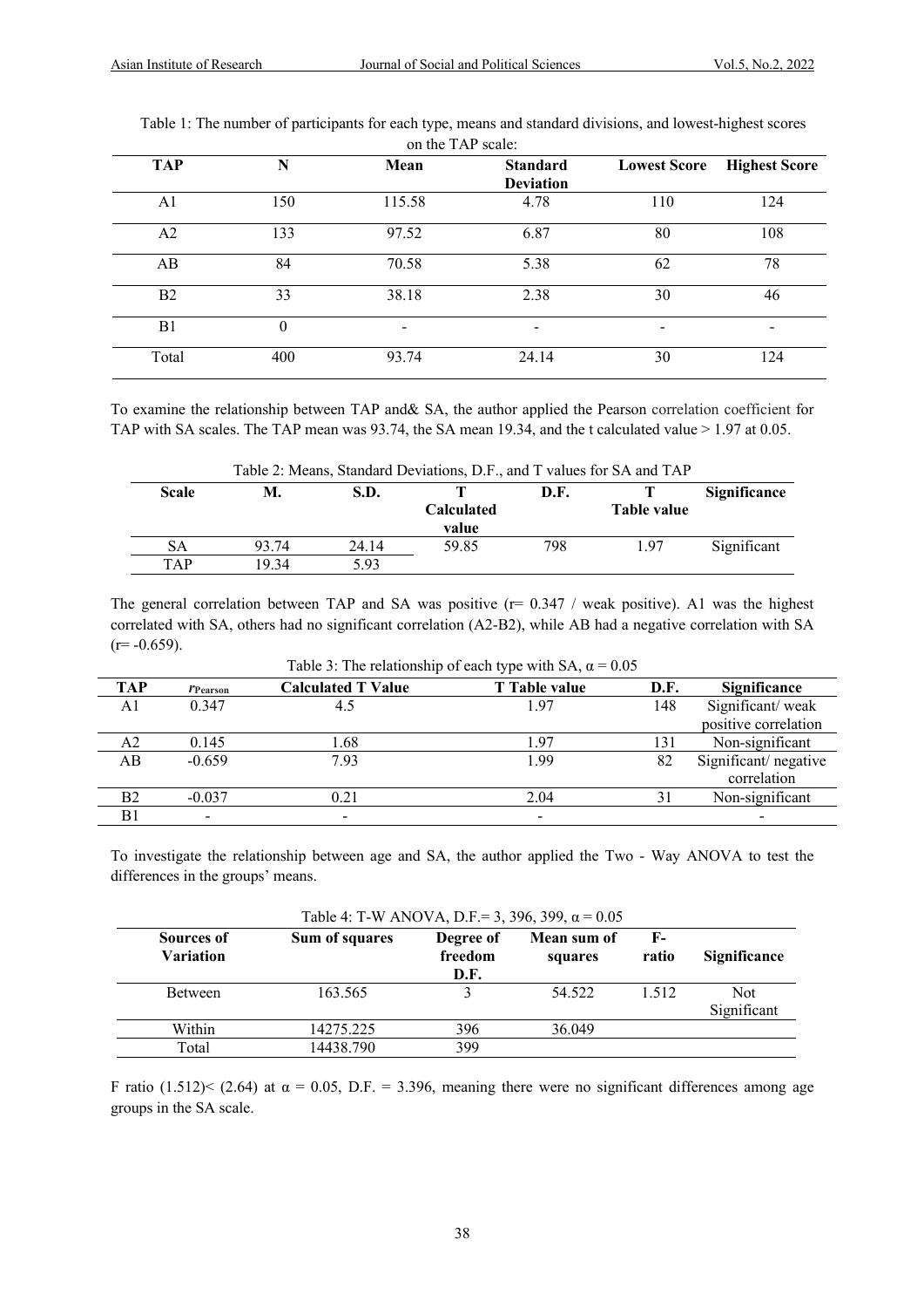Table 1: The number of participants for each type, means and standard divisions, and lowest-highest scores on the TAP scale:

| TAP | N | Mean | Standard Deviation | Lowest Score | Highest Score |
|---|---|---|---|---|---|
| A1 | 150 | 115.58 | 4.78 | 110 | 124 |
| A2 | 133 | 97.52 | 6.87 | 80 | 108 |
| AB | 84 | 70.58 | 5.38 | 62 | 78 |
| B2 | 33 | 38.18 | 2.38 | 30 | 46 |
| B1 | 0 | - | - | - | - |
| Total | 400 | 93.74 | 24.14 | 30 | 124 |

To examine the relationship between TAP and& SA, the author applied the Pearson correlation coefficient for TAP with SA scales. The TAP mean was 93.74, the SA mean 19.34, and the t calculated value > 1.97 at 0.05.

Table 2: Means, Standard Deviations, D.F., and T values for SA and TAP

| Scale | M. | S.D. | T Calculated value | D.F. | T Table value | Significance |
|---|---|---|---|---|---|---|
| SA | 93.74 | 24.14 | 59.85 | 798 | 1.97 | Significant |
| TAP | 19.34 | 5.93 | | | | |

The general correlation between TAP and SA was positive (r= 0.347 / weak positive). A1 was the highest correlated with SA, others had no significant correlation (A2-B2), while AB had a negative correlation with SA (r= -0.659).

Table 3: The relationship of each type with SA, $\alpha = 0.05$

| TAP | $r_{Pearson}$ | Calculated T Value | T Table value | D.F. | Significance |
|---|---|---|---|---|---|
| A1 | 0.347 | 4.5 | 1.97 | 148 | Significant/ weak positive correlation |
| A2 | 0.145 | 1.68 | 1.97 | 131 | Non-significant |
| AB | -0.659 | 7.93 | 1.99 | 82 | Significant/ negative correlation |
| B2 | -0.037 | 0.21 | 2.04 | 31 | Non-significant |
| B1 | - | - | - | | - |

To investigate the relationship between age and SA, the author applied the Two - Way ANOVA to test the differences in the groups' means.

Table 4: T-W ANOVA, D.F.= 3, 396, 399, $\alpha = 0.05$

| Sources of Variation | Sum of squares | Degree of freedom D.F. | Mean sum of squares | F-ratio | Significance |
|---|---|---|---|---|---|
| Between | 163.565 | 3 | 54.522 | 1.512 | Not Significant |
| Within | 14275.225 | 396 | 36.049 | | |
| Total | 14438.790 | 399 | | | |

F ratio (1.512)< (2.64) at $\alpha = 0.05$, D.F. = 3.396, meaning there were no significant differences among age groups in the SA scale.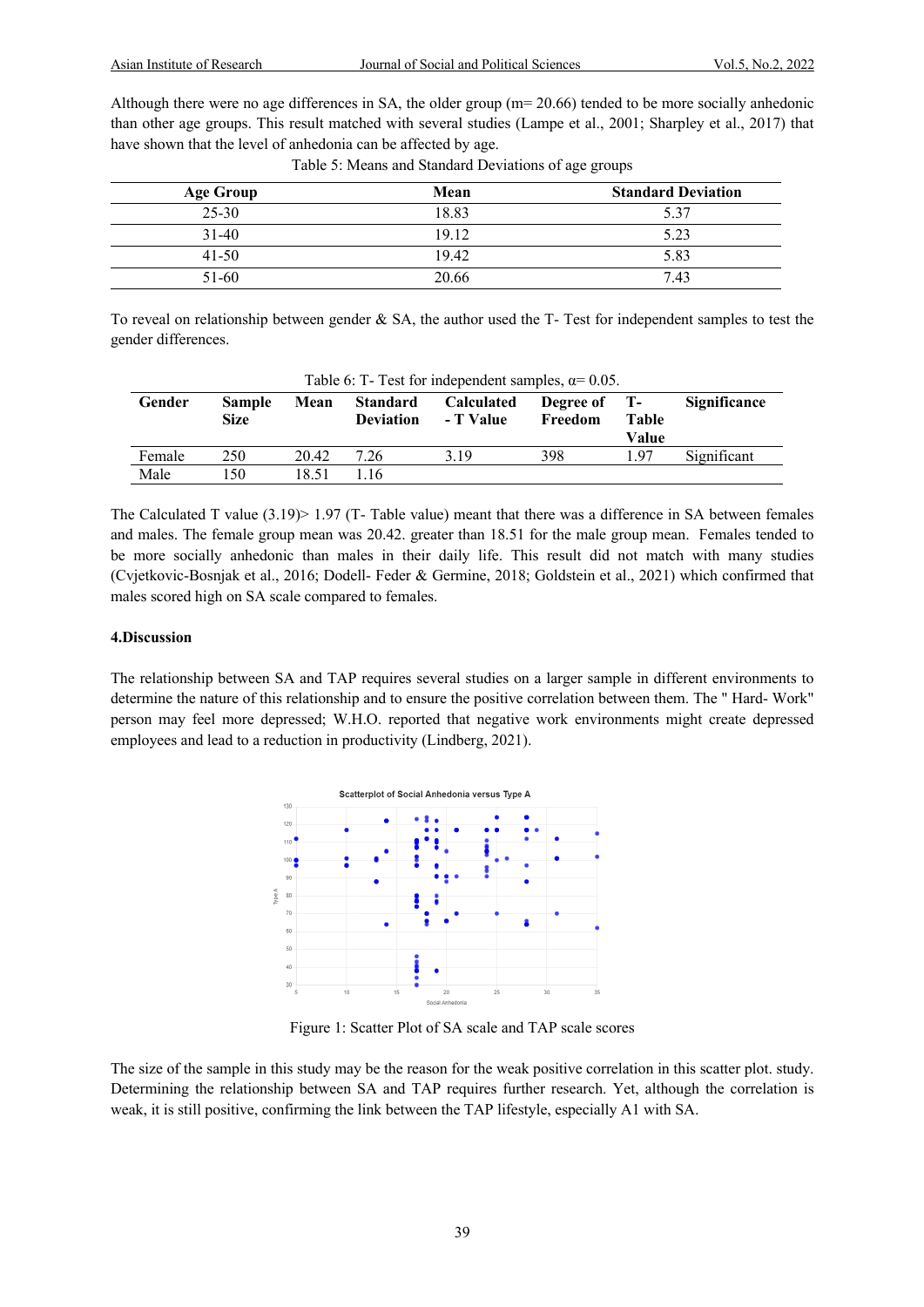Although there were no age differences in SA, the older group (m= 20.66) tended to be more socially anhedonic than other age groups. This result matched with several studies (Lampe et al., 2001; Sharpley et al., 2017) that have shown that the level of anhedonia can be affected by age.

Table 5: Means and Standard Deviations of age groups

| Age Group | Mean | Standard Deviation |
|---|---|---|
| 25-30 | 18.83 | 5.37 |
| 31-40 | 19.12 | 5.23 |
| 41-50 | 19.42 | 5.83 |
| 51-60 | 20.66 | 7.43 |

To reveal on relationship between gender & SA, the author used the T- Test for independent samples to test the gender differences.

Table 6: T- Test for independent samples, α= 0.05.

| Gender | Sample Size | Mean | Standard Deviation | Calculated - T Value | Degree of Freedom | T- Table Value | Significance |
|---|---|---|---|---|---|---|---|
| Female | 250 | 20.42 | 7.26 | 3.19 | 398 | 1.97 | Significant |
| Male | 150 | 18.51 | 1.16 | | | | |

The Calculated T value (3.19)> 1.97 (T- Table value) meant that there was a difference in SA between females and males. The female group mean was 20.42. greater than 18.51 for the male group mean. Females tended to be more socially anhedonic than males in their daily life. This result did not match with many studies (Cvjetkovic-Bosnjak et al., 2016; Dodell- Feder & Germine, 2018; Goldstein et al., 2021) which confirmed that males scored high on SA scale compared to females.

#### 4.Discussion

The relationship between SA and TAP requires several studies on a larger sample in different environments to determine the nature of this relationship and to ensure the positive correlation between them. The " Hard- Work" person may feel more depressed; W.H.O. reported that negative work environments might create depressed employees and lead to a reduction in productivity (Lindberg, 2021).

Figure 1: Scatter Plot of SA scale and TAP scale scores

The size of the sample in this study may be the reason for the weak positive correlation in this scatter plot. study. Determining the relationship between SA and TAP requires further research. Yet, although the correlation is weak, it is still positive, confirming the link between the TAP lifestyle, especially A1 with SA.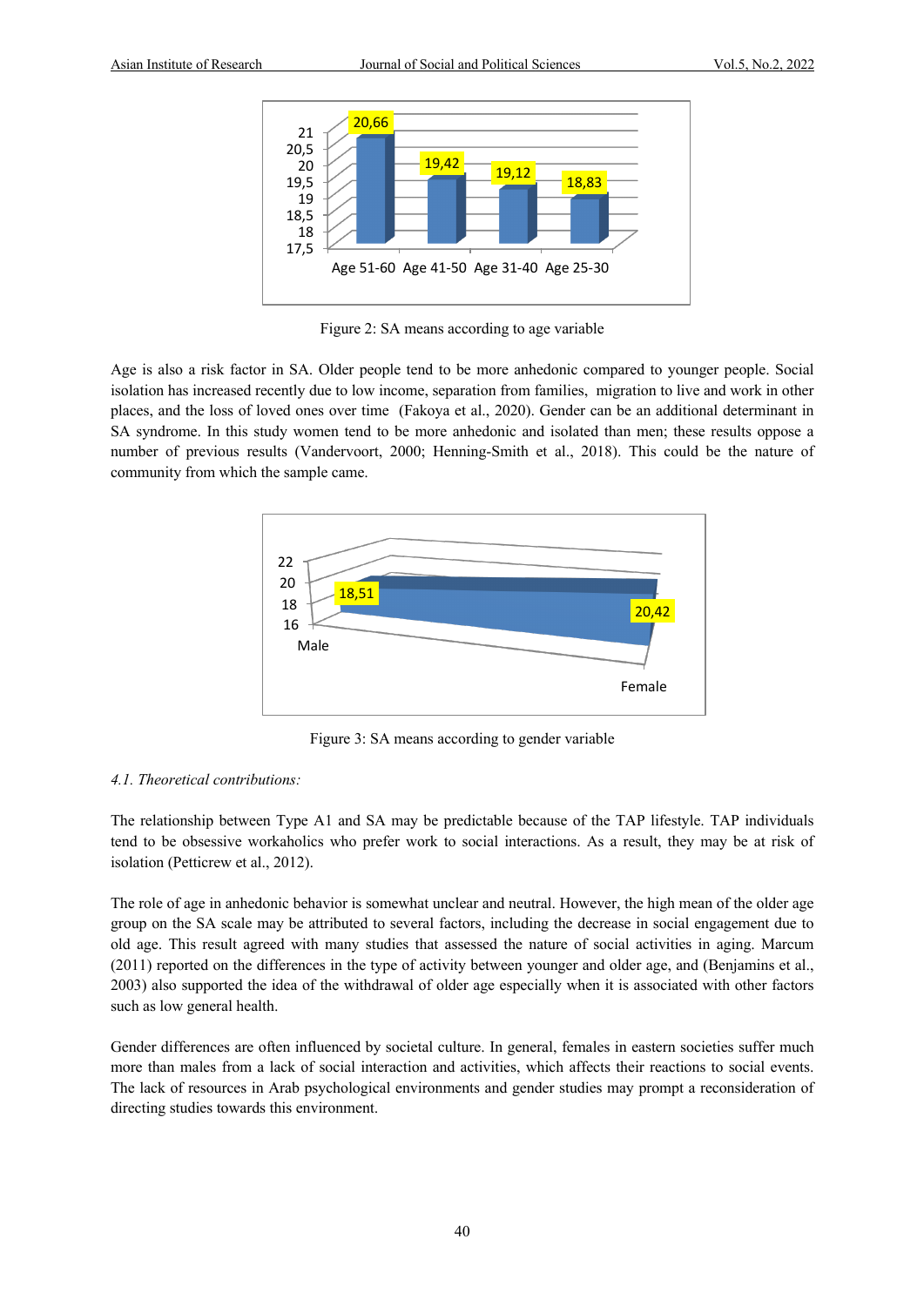Figure 2: SA means according to age variable

Age is also a risk factor in SA. Older people tend to be more anhedonic compared to younger people. Social isolation has increased recently due to low income, separation from families, migration to live and work in other places, and the loss of loved ones over time (Fakoya et al., 2020). Gender can be an additional determinant in SA syndrome. In this study women tend to be more anhedonic and isolated than men; these results oppose a number of previous results (Vandervoort, 2000; Henning-Smith et al., 2018). This could be the nature of community from which the sample came.

Figure 3: SA means according to gender variable

*4.1. Theoretical contributions:*

The relationship between Type A1 and SA may be predictable because of the TAP lifestyle. TAP individuals tend to be obsessive workaholics who prefer work to social interactions. As a result, they may be at risk of isolation (Petticrew et al., 2012).

The role of age in anhedonic behavior is somewhat unclear and neutral. However, the high mean of the older age group on the SA scale may be attributed to several factors, including the decrease in social engagement due to old age. This result agreed with many studies that assessed the nature of social activities in aging. Marcum (2011) reported on the differences in the type of activity between younger and older age, and (Benjamins et al., 2003) also supported the idea of the withdrawal of older age especially when it is associated with other factors such as low general health.

Gender differences are often influenced by societal culture. In general, females in eastern societies suffer much more than males from a lack of social interaction and activities, which affects their reactions to social events. The lack of resources in Arab psychological environments and gender studies may prompt a reconsideration of directing studies towards this environment.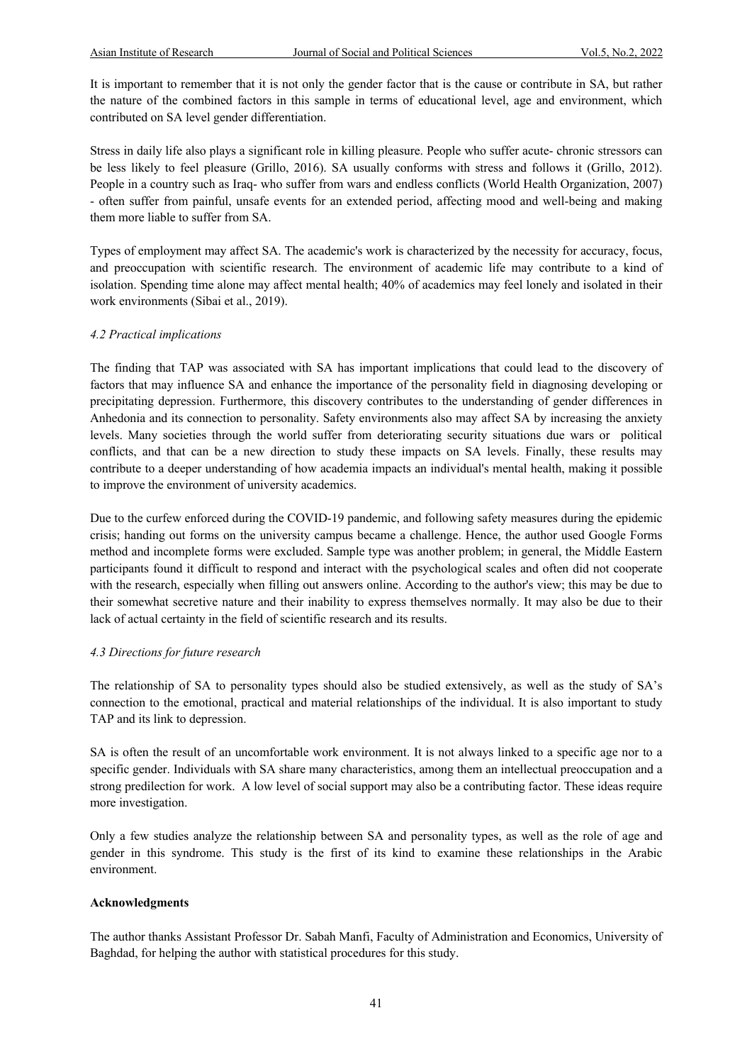It is important to remember that it is not only the gender factor that is the cause or contribute in SA, but rather the nature of the combined factors in this sample in terms of educational level, age and environment, which contributed on SA level gender differentiation.

Stress in daily life also plays a significant role in killing pleasure. People who suffer acute- chronic stressors can be less likely to feel pleasure (Grillo, 2016). SA usually conforms with stress and follows it (Grillo, 2012). People in a country such as Iraq- who suffer from wars and endless conflicts (World Health Organization, 2007) - often suffer from painful, unsafe events for an extended period, affecting mood and well-being and making them more liable to suffer from SA.

Types of employment may affect SA. The academic's work is characterized by the necessity for accuracy, focus, and preoccupation with scientific research. The environment of academic life may contribute to a kind of isolation. Spending time alone may affect mental health; 40% of academics may feel lonely and isolated in their work environments (Sibai et al., 2019).

### *4.2 Practical implications*

The finding that TAP was associated with SA has important implications that could lead to the discovery of factors that may influence SA and enhance the importance of the personality field in diagnosing developing or precipitating depression. Furthermore, this discovery contributes to the understanding of gender differences in Anhedonia and its connection to personality. Safety environments also may affect SA by increasing the anxiety levels. Many societies through the world suffer from deteriorating security situations due wars or political conflicts, and that can be a new direction to study these impacts on SA levels. Finally, these results may contribute to a deeper understanding of how academia impacts an individual's mental health, making it possible to improve the environment of university academics.

Due to the curfew enforced during the COVID-19 pandemic, and following safety measures during the epidemic crisis; handing out forms on the university campus became a challenge. Hence, the author used Google Forms method and incomplete forms were excluded. Sample type was another problem; in general, the Middle Eastern participants found it difficult to respond and interact with the psychological scales and often did not cooperate with the research, especially when filling out answers online. According to the author's view; this may be due to their somewhat secretive nature and their inability to express themselves normally. It may also be due to their lack of actual certainty in the field of scientific research and its results.

### *4.3 Directions for future research*

The relationship of SA to personality types should also be studied extensively, as well as the study of SA's connection to the emotional, practical and material relationships of the individual. It is also important to study TAP and its link to depression.

SA is often the result of an uncomfortable work environment. It is not always linked to a specific age nor to a specific gender. Individuals with SA share many characteristics, among them an intellectual preoccupation and a strong predilection for work. A low level of social support may also be a contributing factor. These ideas require more investigation.

Only a few studies analyze the relationship between SA and personality types, as well as the role of age and gender in this syndrome. This study is the first of its kind to examine these relationships in the Arabic environment.

**Acknowledgments**

The author thanks Assistant Professor Dr. Sabah Manfi, Faculty of Administration and Economics, University of Baghdad, for helping the author with statistical procedures for this study.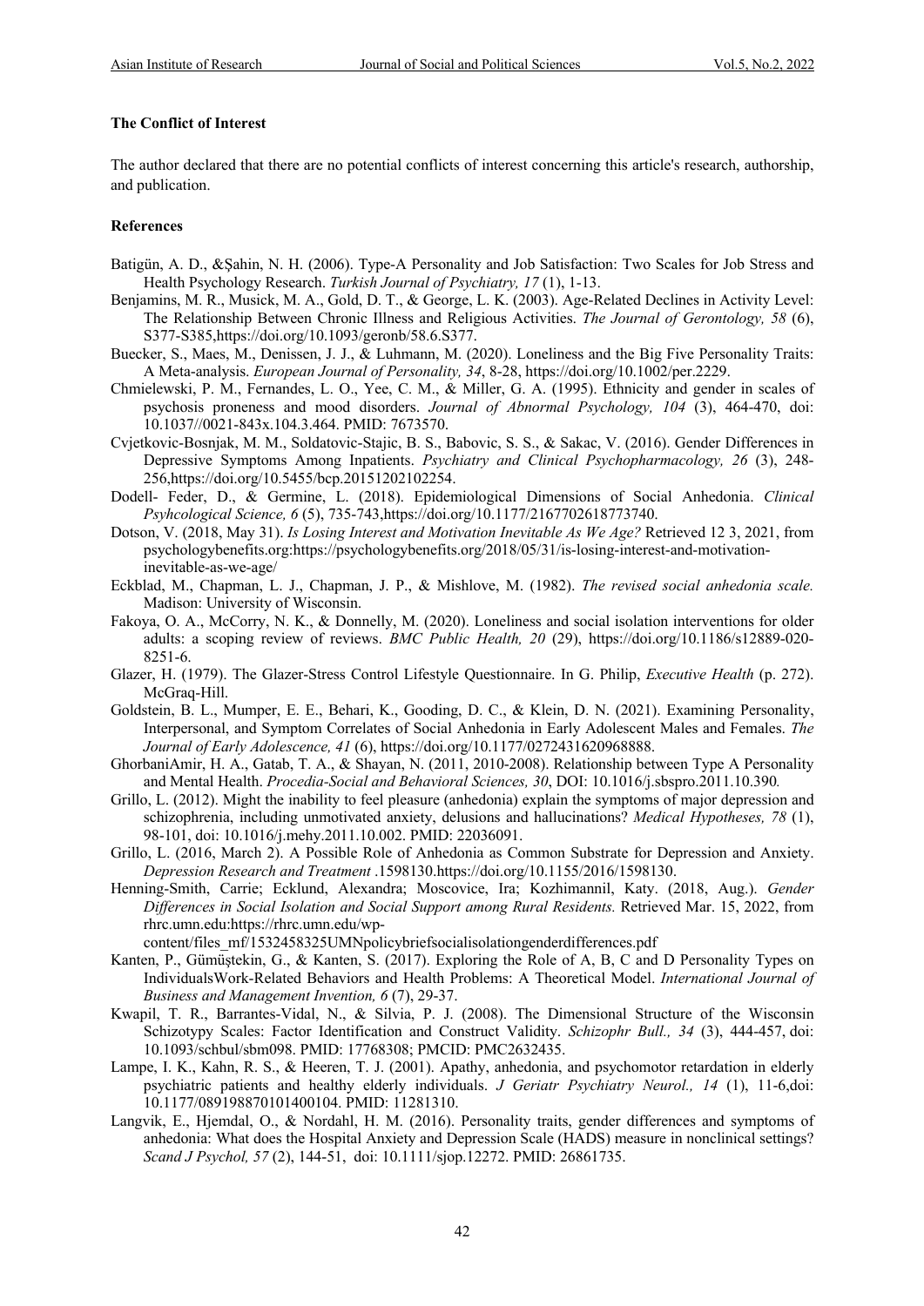**The Conflict of Interest**

The author declared that there are no potential conflicts of interest concerning this article's research, authorship, and publication.

**References**

Batigün, A. D., &Şahin, N. H. (2006). Type-A Personality and Job Satisfaction: Two Scales for Job Stress and Health Psychology Research. *Turkish Journal of Psychiatry, 17* (1), 1-13.

Benjamins, M. R., Musick, M. A., Gold, D. T., & George, L. K. (2003). Age-Related Declines in Activity Level: The Relationship Between Chronic Illness and Religious Activities. *The Journal of Gerontology, 58* (6), S377-S385,https://doi.org/10.1093/geronb/58.6.S377.

Buecker, S., Maes, M., Denissen, J. J., & Luhmann, M. (2020). Loneliness and the Big Five Personality Traits: A Meta-analysis. *European Journal of Personality, 34*, 8-28, https://doi.org/10.1002/per.2229.

Chmielewski, P. M., Fernandes, L. O., Yee, C. M., & Miller, G. A. (1995). Ethnicity and gender in scales of psychosis proneness and mood disorders. *Journal of Abnormal Psychology, 104* (3), 464-470, doi: 10.1037//0021-843x.104.3.464. PMID: 7673570.

Cvjetkovic-Bosnjak, M. M., Soldatovic-Stajic, B. S., Babovic, S. S., & Sakac, V. (2016). Gender Differences in Depressive Symptoms Among Inpatients. *Psychiatry and Clinical Psychopharmacology, 26* (3), 248-256,https://doi.org/10.5455/bcp.20151202102254.

Dodell- Feder, D., & Germine, L. (2018). Epidemiological Dimensions of Social Anhedonia. *Clinical Psyhcological Science, 6* (5), 735-743,https://doi.org/10.1177/2167702618773740.

Dotson, V. (2018, May 31). *Is Losing Interest and Motivation Inevitable As We Age?* Retrieved 12 3, 2021, from psychologybenefits.org:https://psychologybenefits.org/2018/05/31/is-losing-interest-and-motivation-inevitable-as-we-age/

Eckblad, M., Chapman, L. J., Chapman, J. P., & Mishlove, M. (1982). *The revised social anhedonia scale.* Madison: University of Wisconsin.

Fakoya, O. A., McCorry, N. K., & Donnelly, M. (2020). Loneliness and social isolation interventions for older adults: a scoping review of reviews. *BMC Public Health, 20* (29), https://doi.org/10.1186/s12889-020-8251-6.

Glazer, H. (1979). The Glazer-Stress Control Lifestyle Questionnaire. In G. Philip, *Executive Health* (p. 272). McGraq-Hill.

Goldstein, B. L., Mumper, E. E., Behari, K., Gooding, D. C., & Klein, D. N. (2021). Examining Personality, Interpersonal, and Symptom Correlates of Social Anhedonia in Early Adolescent Males and Females. *The Journal of Early Adolescence, 41* (6), https://doi.org/10.1177/0272431620968888.

GhorbaniAmir, H. A., Gatab, T. A., & Shayan, N. (2011, 2010-2008). Relationship between Type A Personality and Mental Health. *Procedia-Social and Behavioral Sciences, 30*, DOI: 10.1016/j.sbspro.2011.10.390*.*

Grillo, L. (2012). Might the inability to feel pleasure (anhedonia) explain the symptoms of major depression and schizophrenia, including unmotivated anxiety, delusions and hallucinations? *Medical Hypotheses, 78* (1), 98-101, doi: 10.1016/j.mehy.2011.10.002. PMID: 22036091.

Grillo, L. (2016, March 2). A Possible Role of Anhedonia as Common Substrate for Depression and Anxiety. *Depression Research and Treatment* .1598130.https://doi.org/10.1155/2016/1598130.

Henning-Smith, Carrie; Ecklund, Alexandra; Moscovice, Ira; Kozhimannil, Katy. (2018, Aug.). *Gender Differences in Social Isolation and Social Support among Rural Residents.* Retrieved Mar. 15, 2022, from rhrc.umn.edu:https://rhrc.umn.edu/wp-content/files_mf/1532458325UMNpolicybriefsocialisolationgenderdifferences.pdf

Kanten, P., Gümüştekin, G., & Kanten, S. (2017). Exploring the Role of A, B, C and D Personality Types on IndividualsWork-Related Behaviors and Health Problems: A Theoretical Model. *International Journal of Business and Management Invention, 6* (7), 29-37.

Kwapil, T. R., Barrantes-Vidal, N., & Silvia, P. J. (2008). The Dimensional Structure of the Wisconsin Schizotypy Scales: Factor Identification and Construct Validity. *Schizophr Bull., 34* (3), 444-457, doi: 10.1093/schbul/sbm098. PMID: 17768308; PMCID: PMC2632435.

Lampe, I. K., Kahn, R. S., & Heeren, T. J. (2001). Apathy, anhedonia, and psychomotor retardation in elderly psychiatric patients and healthy elderly individuals. *J Geriatr Psychiatry Neurol., 14* (1), 11-6,doi: 10.1177/089198870101400104. PMID: 11281310.

Langvik, E., Hjemdal, O., & Nordahl, H. M. (2016). Personality traits, gender differences and symptoms of anhedonia: What does the Hospital Anxiety and Depression Scale (HADS) measure in nonclinical settings? *Scand J Psychol, 57* (2), 144-51, doi: 10.1111/sjop.12272. PMID: 26861735.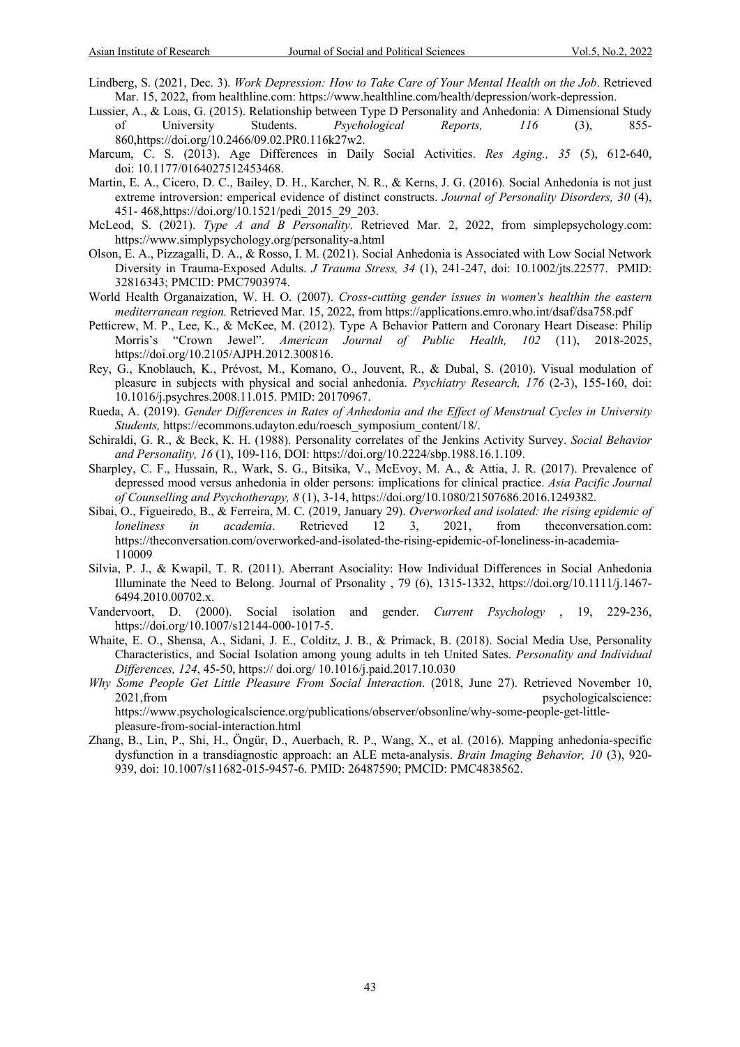Lindberg, S. (2021, Dec. 3). *Work Depression: How to Take Care of Your Mental Health on the Job*. Retrieved Mar. 15, 2022, from healthline.com: https://www.healthline.com/health/depression/work-depression.

Lussier, A., & Loas, G. (2015). Relationship between Type D Personality and Anhedonia: A Dimensional Study of University Students. *Psychological Reports, 116* (3), 855-860,https://doi.org/10.2466/09.02.PR0.116k27w2.

Marcum, C. S. (2013). Age Differences in Daily Social Activities. *Res Aging., 35* (5), 612-640, doi: 10.1177/0164027512453468.

Martin, E. A., Cicero, D. C., Bailey, D. H., Karcher, N. R., & Kerns, J. G. (2016). Social Anhedonia is not just extreme introversion: emperical evidence of distinct constructs. *Journal of Personality Disorders, 30* (4), 451- 468,https://doi.org/10.1521/pedi_2015_29_203.

McLeod, S. (2021). *Type A and B Personality*. Retrieved Mar. 2, 2022, from simplepsychology.com: https://www.simplypsychology.org/personality-a.html

Olson, E. A., Pizzagalli, D. A., & Rosso, I. M. (2021). Social Anhedonia is Associated with Low Social Network Diversity in Trauma-Exposed Adults. *J Trauma Stress, 34* (1), 241-247, doi: 10.1002/jts.22577. PMID: 32816343; PMCID: PMC7903974.

World Health Organaization, W. H. O. (2007). *Cross-cutting gender issues in women's healthin the eastern mediterranean region.* Retrieved Mar. 15, 2022, from https://applications.emro.who.int/dsaf/dsa758.pdf

Petticrew, M. P., Lee, K., & McKee, M. (2012). Type A Behavior Pattern and Coronary Heart Disease: Philip Morris's "Crown Jewel". *American Journal of Public Health, 102* (11), 2018-2025, https://doi.org/10.2105/AJPH.2012.300816.

Rey, G., Knoblauch, K., Prévost, M., Komano, O., Jouvent, R., & Dubal, S. (2010). Visual modulation of pleasure in subjects with physical and social anhedonia. *Psychiatry Research, 176* (2-3), 155-160, doi: 10.1016/j.psychres.2008.11.015. PMID: 20170967.

Rueda, A. (2019). *Gender Differences in Rates of Anhedonia and the Effect of Menstrual Cycles in University Students,* https://ecommons.udayton.edu/roesch_symposium_content/18/.

Schiraldi, G. R., & Beck, K. H. (1988). Personality correlates of the Jenkins Activity Survey. *Social Behavior and Personality, 16* (1), 109-116, DOI: https://doi.org/10.2224/sbp.1988.16.1.109.

Sharpley, C. F., Hussain, R., Wark, S. G., Bitsika, V., McEvoy, M. A., & Attia, J. R. (2017). Prevalence of depressed mood versus anhedonia in older persons: implications for clinical practice. *Asia Pacific Journal of Counselling and Psychotherapy, 8* (1), 3-14, https://doi.org/10.1080/21507686.2016.1249382.

Sibai, O., Figueiredo, B., & Ferreira, M. C. (2019, January 29). *Overworked and isolated: the rising epidemic of loneliness in academia*. Retrieved 12 3, 2021, from theconversation.com: https://theconversation.com/overworked-and-isolated-the-rising-epidemic-of-loneliness-in-academia-110009

Silvia, P. J., & Kwapil, T. R. (2011). Aberrant Asociality: How Individual Differences in Social Anhedonia Illuminate the Need to Belong. Journal of Prsonality , 79 (6), 1315-1332, https://doi.org/10.1111/j.1467-6494.2010.00702.x.

Vandervoort, D. (2000). Social isolation and gender. *Current Psychology* , 19, 229-236, https://doi.org/10.1007/s12144-000-1017-5.

Whaite, E. O., Shensa, A., Sidani, J. E., Colditz, J. B., & Primack, B. (2018). Social Media Use, Personality Characteristics, and Social Isolation among young adults in teh United Sates. *Personality and Individual Differences, 124*, 45-50, https:// doi.org/ 10.1016/j.paid.2017.10.030

*Why Some People Get Little Pleasure From Social Interaction*. (2018, June 27). Retrieved November 10, 2021,from psychologicalscience: https://www.psychologicalscience.org/publications/observer/obsonline/why-some-people-get-little-pleasure-from-social-interaction.html

Zhang, B., Lin, P., Shi, H., Öngür, D., Auerbach, R. P., Wang, X., et al. (2016). Mapping anhedonia-specific dysfunction in a transdiagnostic approach: an ALE meta-analysis. *Brain Imaging Behavior, 10* (3), 920-939, doi: 10.1007/s11682-015-9457-6. PMID: 26487590; PMCID: PMC4838562.